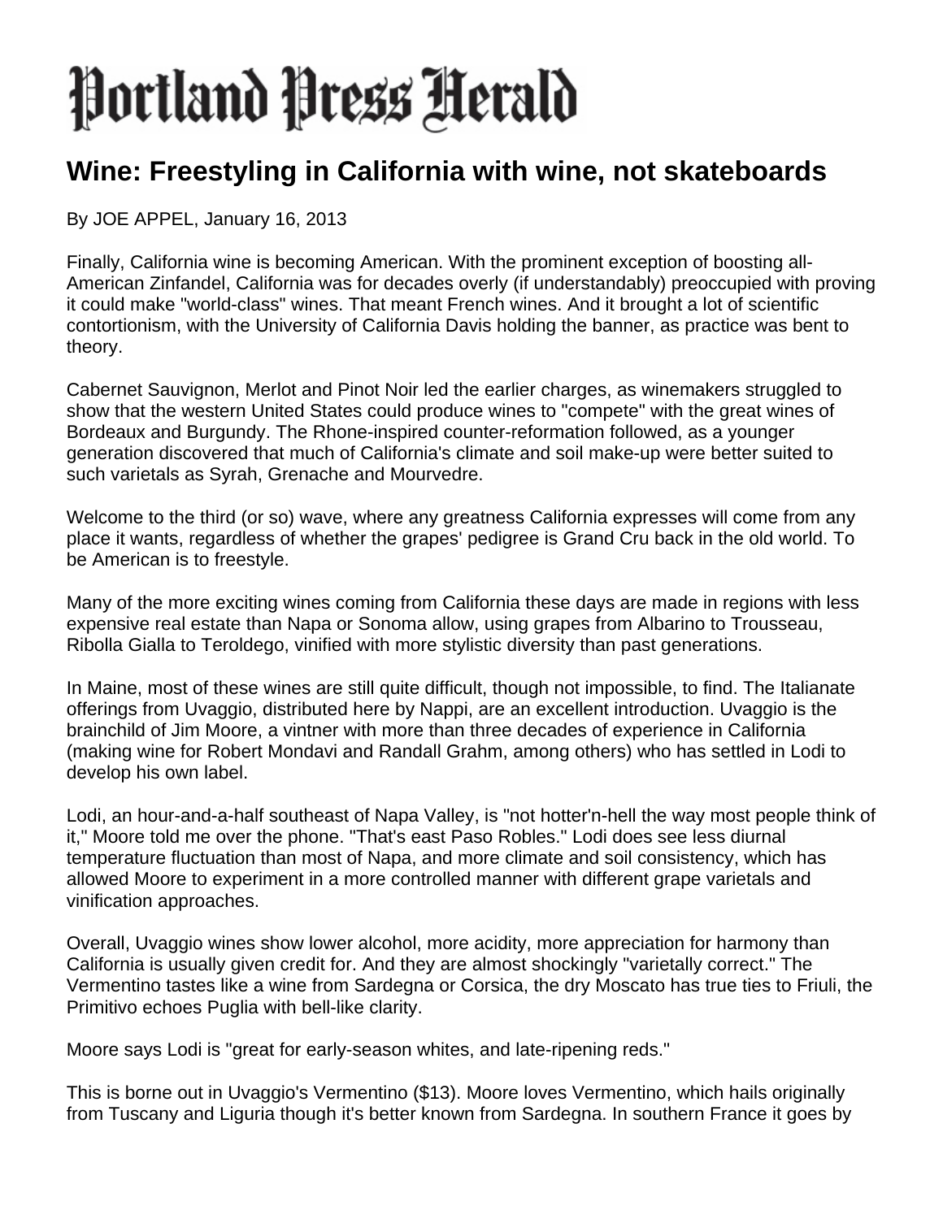# Portland Press Herald

## Wine: Freestyling in California with wine, not skateboards

By JOE APPEL, January 16, 2013

Finally, California wine is becoming American. With the prominent exception of boosting all-American Zinfandel, California was for decades overly (if understandably) preoccupied with proving it could make "world-class" wines. That meant French wines. And it brought a lot of scientific contortionism, with the University of California Davis holding the banner, as practice was bent to theory.

Cabernet Sauvignon, Merlot and Pinot Noir led the earlier charges, as winemakers struggled to show that the western United States could produce wines to "compete" with the great wines of Bordeaux and Burgundy. The Rhone-inspired counter-reformation followed, as a younger generation discovered that much of California's climate and soil make-up were better suited to such varietals as Syrah, Grenache and Mourvedre.

Welcome to the third (or so) wave, where any greatness California expresses will come from any place it wants, regardless of whether the grapes' pedigree is Grand Cru back in the old world. To be American is to freestyle.

Many of the more exciting wines coming from California these days are made in regions with less expensive real estate than Napa or Sonoma allow, using grapes from Albarino to Trousseau, Ribolla Gialla to Teroldego, vinified with more stylistic diversity than past generations.

In Maine, most of these wines are still quite difficult, though not impossible, to find. The Italianate offerings from Uvaggio, distributed here by Nappi, are an excellent introduction. Uvaggio is the brainchild of Jim Moore, a vintner with more than three decades of experience in California (making wine for Robert Mondavi and Randall Grahm, among others) who has settled in Lodi to develop his own label.

Lodi, an hour-and-a-half southeast of Napa Valley, is "not hotter'n-hell the way most people think of it," Moore told me over the phone. "That's east Paso Robles." Lodi does see less diurnal temperature fluctuation than most of Napa, and more climate and soil consistency, which has allowed Moore to experiment in a more controlled manner with different grape varietals and vinification approaches.

Overall, Uvaggio wines show lower alcohol, more acidity, more appreciation for harmony than California is usually given credit for. And they are almost shockingly "varietally correct." The Vermentino tastes like a wine from Sardegna or Corsica, the dry Moscato has true ties to Friuli, the Primitivo echoes Puglia with bell-like clarity.

Moore says Lodi is "great for early-season whites, and late-ripening reds."

This is borne out in Uvaggio's Vermentino ($13). Moore loves Vermentino, which hails originally from Tuscany and Liguria though it's better known from Sardegna. In southern France it goes by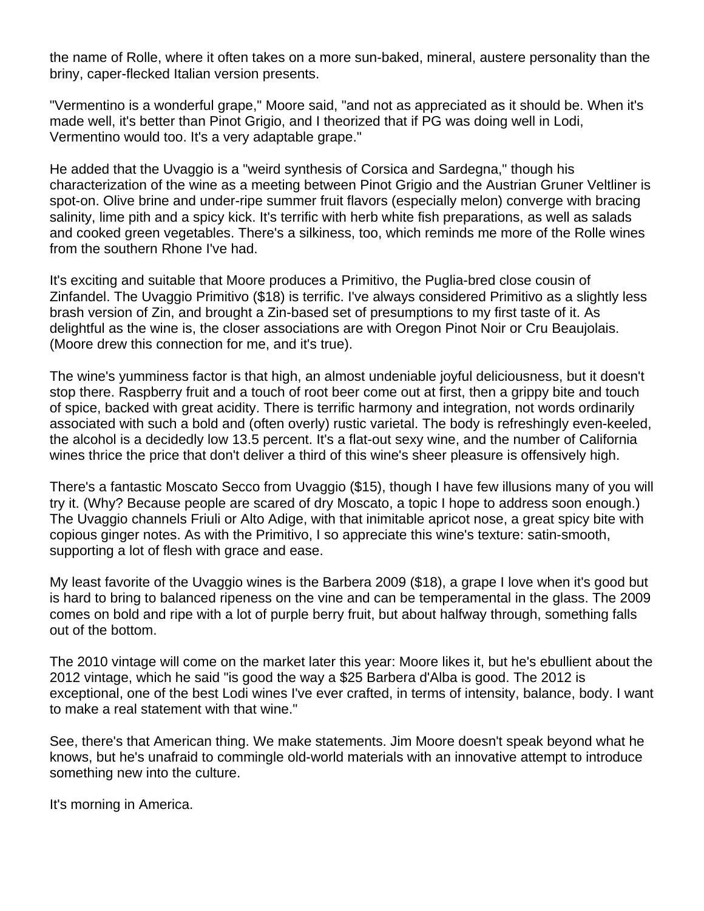the name of Rolle, where it often takes on a more sun-baked, mineral, austere personality than the briny, caper-flecked Italian version presents.

"Vermentino is a wonderful grape," Moore said, "and not as appreciated as it should be. When it's made well, it's better than Pinot Grigio, and I theorized that if PG was doing well in Lodi, Vermentino would too. It's a very adaptable grape."

He added that the Uvaggio is a "weird synthesis of Corsica and Sardegna," though his characterization of the wine as a meeting between Pinot Grigio and the Austrian Gruner Veltliner is spot-on. Olive brine and under-ripe summer fruit flavors (especially melon) converge with bracing salinity, lime pith and a spicy kick. It's terrific with herb white fish preparations, as well as salads and cooked green vegetables. There's a silkiness, too, which reminds me more of the Rolle wines from the southern Rhone I've had.

It's exciting and suitable that Moore produces a Primitivo, the Puglia-bred close cousin of Zinfandel. The Uvaggio Primitivo ($18) is terrific. I've always considered Primitivo as a slightly less brash version of Zin, and brought a Zin-based set of presumptions to my first taste of it. As delightful as the wine is, the closer associations are with Oregon Pinot Noir or Cru Beaujolais. (Moore drew this connection for me, and it's true).

The wine's yumminess factor is that high, an almost undeniable joyful deliciousness, but it doesn't stop there. Raspberry fruit and a touch of root beer come out at first, then a grippy bite and touch of spice, backed with great acidity. There is terrific harmony and integration, not words ordinarily associated with such a bold and (often overly) rustic varietal. The body is refreshingly even-keeled, the alcohol is a decidedly low 13.5 percent. It's a flat-out sexy wine, and the number of California wines thrice the price that don't deliver a third of this wine's sheer pleasure is offensively high.

There's a fantastic Moscato Secco from Uvaggio ($15), though I have few illusions many of you will try it. (Why? Because people are scared of dry Moscato, a topic I hope to address soon enough.) The Uvaggio channels Friuli or Alto Adige, with that inimitable apricot nose, a great spicy bite with copious ginger notes. As with the Primitivo, I so appreciate this wine's texture: satin-smooth, supporting a lot of flesh with grace and ease.

My least favorite of the Uvaggio wines is the Barbera 2009 ($18), a grape I love when it's good but is hard to bring to balanced ripeness on the vine and can be temperamental in the glass. The 2009 comes on bold and ripe with a lot of purple berry fruit, but about halfway through, something falls out of the bottom.

The 2010 vintage will come on the market later this year: Moore likes it, but he's ebullient about the 2012 vintage, which he said "is good the way a $25 Barbera d'Alba is good. The 2012 is exceptional, one of the best Lodi wines I've ever crafted, in terms of intensity, balance, body. I want to make a real statement with that wine."

See, there's that American thing. We make statements. Jim Moore doesn't speak beyond what he knows, but he's unafraid to commingle old-world materials with an innovative attempt to introduce something new into the culture.

It's morning in America.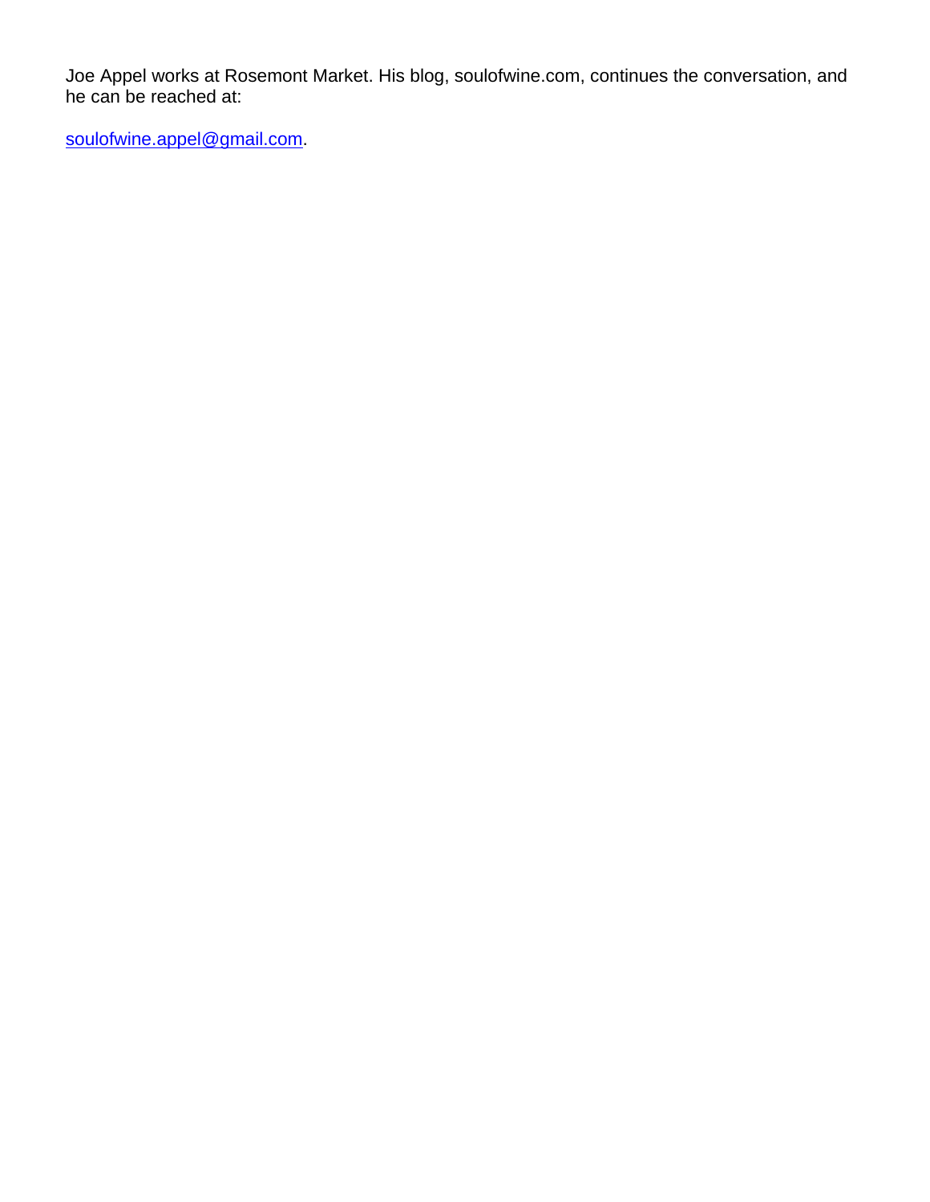Joe Appel works at Rosemont Market. His blog, soulofwine.com, continues the conversation, and he can be reached at:

soulofwine.appel@gmail.com.